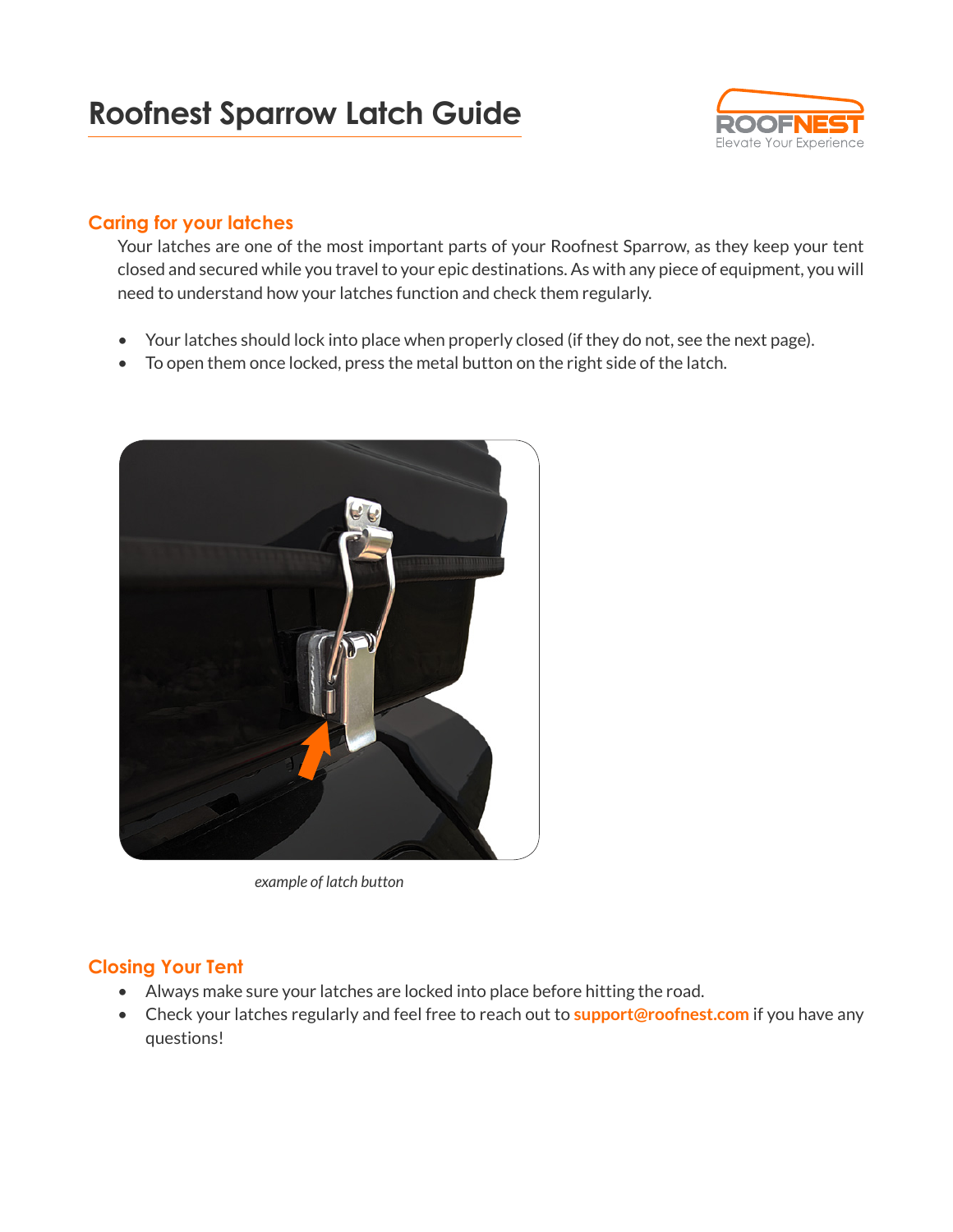# Roofnest Sparrow Latch Guide

## Caring for your latches

Your latches are one of the most important parts of your Roofnest Sparrow, as they keep your tent closed and secured while you travel to your epic destinations. As with any piece of equipment, you will need to understand how your latches function and check them regularly.

- Your latches should lock into place when properly closed (if they do not, see the next page).
- To open them once locked, press the metal button on the right side of the latch.

*example of latch button*

## Closing Your Tent

- Always make sure your latches are locked into place before hitting the road.
- Check your latches regularly and feel free to reach out to **support@roofnest.com** if you have any questions!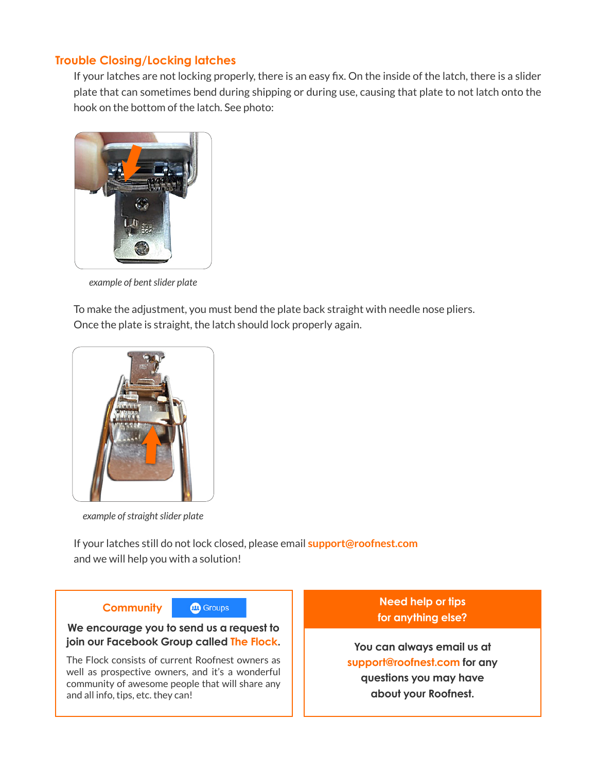## Trouble Closing/Locking latches

If your latches are not locking properly, there is an easy fix. On the inside of the latch, there is a slider plate that can sometimes bend during shipping or during use, causing that plate to not latch onto the hook on the bottom of the latch. See photo:

*example of bent slider plate*

To make the adjustment, you must bend the plate back straight with needle nose pliers. Once the plate is straight, the latch should lock properly again.

*example of straight slider plate*

If your latches still do not lock closed, please email **support@roofnest.com** and we will help you with a solution!

### Community

Groups

**We encourage you to send us a request to join our Facebook Group called The Flock.**

The Flock consists of current Roofnest owners as well as prospective owners, and it's a wonderful community of awesome people that will share any and all info, tips, etc. they can!

### Need help or tips for anything else?

**You can always email us at support@roofnest.com for any questions you may have about your Roofnest.**